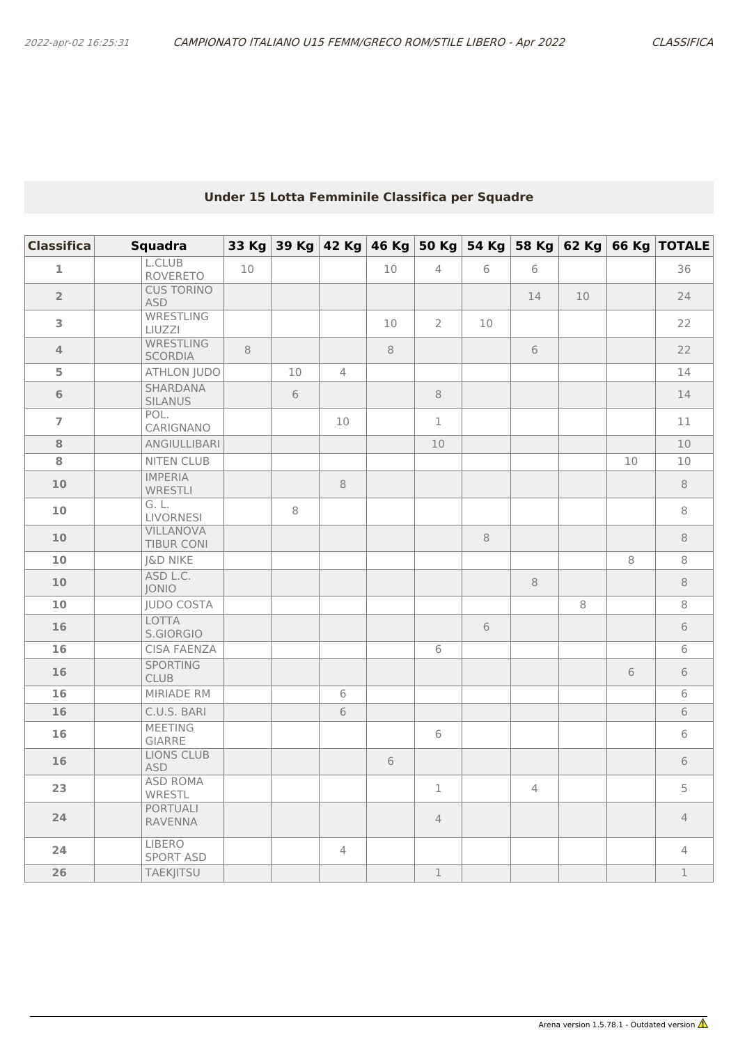## Under 15 Lotta Femminile Classifica per Squadre

| Classifica | Squadra | 33 Kg | 39 Kg | 42 Kg | 46 Kg | 50 Kg | 54 Kg | 58 Kg | 62 Kg | 66 Kg | TOTALE |
|---|---|---|---|---|---|---|---|---|---|---|---|
| 1 | L.CLUB ROVERETO | 10 | | | 10 | 4 | 6 | 6 | | | 36 |
| 2 | CUS TORINO ASD | | | | | | | 14 | 10 | | 24 |
| 3 | WRESTLING LIUZZI | | | | 10 | 2 | 10 | | | | 22 |
| 4 | WRESTLING SCORDIA | 8 | | | 8 | | | 6 | | | 22 |
| 5 | ATHLON JUDO | | 10 | 4 | | | | | | | 14 |
| 6 | SHARDANA SILANUS | | 6 | | | 8 | | | | | 14 |
| 7 | POL. CARIGNANO | | | 10 | | 1 | | | | | 11 |
| 8 | ANGIULLIBARI | | | | | 10 | | | | | 10 |
| 8 | NITEN CLUB | | | | | | | | | 10 | 10 |
| 10 | IMPERIA WRESTLI | | | 8 | | | | | | | 8 |
| 10 | G. L. LIVORNESI | | 8 | | | | | | | | 8 |
| 10 | VILLANOVA TIBUR CONI | | | | | | 8 | | | | 8 |
| 10 | J&D NIKE | | | | | | | | | 8 | 8 |
| 10 | ASD L.C. JONIO | | | | | | | 8 | | | 8 |
| 10 | JUDO COSTA | | | | | | | | 8 | | 8 |
| 16 | LOTTA S.GIORGIO | | | | | | 6 | | | | 6 |
| 16 | CISA FAENZA | | | | | 6 | | | | | 6 |
| 16 | SPORTING CLUB | | | | | | | | | 6 | 6 |
| 16 | MIRIADE RM | | | 6 | | | | | | | 6 |
| 16 | C.U.S. BARI | | | 6 | | | | | | | 6 |
| 16 | MEETING GIARRE | | | | | 6 | | | | | 6 |
| 16 | LIONS CLUB ASD | | | | 6 | | | | | | 6 |
| 23 | ASD ROMA WRESTL | | | | | 1 | | 4 | | | 5 |
| 24 | PORTUALI RAVENNA | | | | | 4 | | | | | 4 |
| 24 | LIBERO SPORT ASD | | | 4 | | | | | | | 4 |
| 26 | TAEKJITSU | | | | | 1 | | | | | 1 |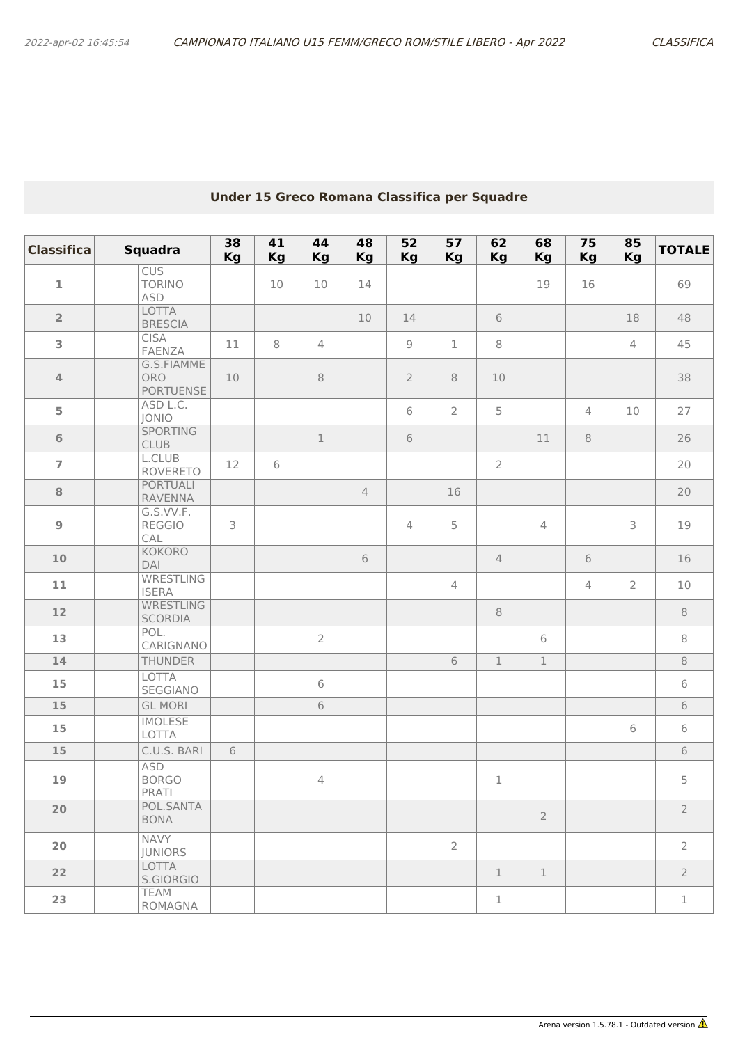## Under 15 Greco Romana Classifica per Squadre

| Classifica | Squadra | 38 Kg | 41 Kg | 44 Kg | 48 Kg | 52 Kg | 57 Kg | 62 Kg | 68 Kg | 75 Kg | 85 Kg | TOTALE |
|---|---|---|---|---|---|---|---|---|---|---|---|---|
| 1 | CUS TORINO ASD | | 10 | 10 | 14 | | | | 19 | 16 | | 69 |
| 2 | LOTTA BRESCIA | | | | 10 | 14 | | 6 | | | 18 | 48 |
| 3 | CISA FAENZA | 11 | 8 | 4 | | 9 | 1 | 8 | | | 4 | 45 |
| 4 | G.S.FIAMME ORO PORTUENSE | 10 | | 8 | | 2 | 8 | 10 | | | | 38 |
| 5 | ASD L.C. JONIO | | | | | 6 | 2 | 5 | | 4 | 10 | 27 |
| 6 | SPORTING CLUB | | | 1 | | 6 | | | 11 | 8 | | 26 |
| 7 | L.CLUB ROVERETO | 12 | 6 | | | | | 2 | | | | 20 |
| 8 | PORTUALI RAVENNA | | | | 4 | | 16 | | | | | 20 |
| 9 | G.S.VV.F. REGGIO CAL | 3 | | | | 4 | 5 | | 4 | | 3 | 19 |
| 10 | KOKORO DAI | | | | 6 | | | 4 | | 6 | | 16 |
| 11 | WRESTLING ISERA | | | | | | 4 | | | 4 | 2 | 10 |
| 12 | WRESTLING SCORDIA | | | | | | | 8 | | | | 8 |
| 13 | POL. CARIGNANO | | | 2 | | | | | 6 | | | 8 |
| 14 | THUNDER | | | | | | 6 | 1 | 1 | | | 8 |
| 15 | LOTTA SEGGIANO | | | 6 | | | | | | | | 6 |
| 15 | GL MORI | | | 6 | | | | | | | | 6 |
| 15 | IMOLESE LOTTA | | | | | | | | | | 6 | 6 |
| 15 | C.U.S. BARI | 6 | | | | | | | | | | 6 |
| 19 | ASD BORGO PRATI | | | 4 | | | | 1 | | | | 5 |
| 20 | POL.SANTA BONA | | | | | | | | 2 | | | 2 |
| 20 | NAVY JUNIORS | | | | | | 2 | | | | | 2 |
| 22 | LOTTA S.GIORGIO | | | | | | | 1 | 1 | | | 2 |
| 23 | TEAM ROMAGNA | | | | | | | 1 | | | | 1 |